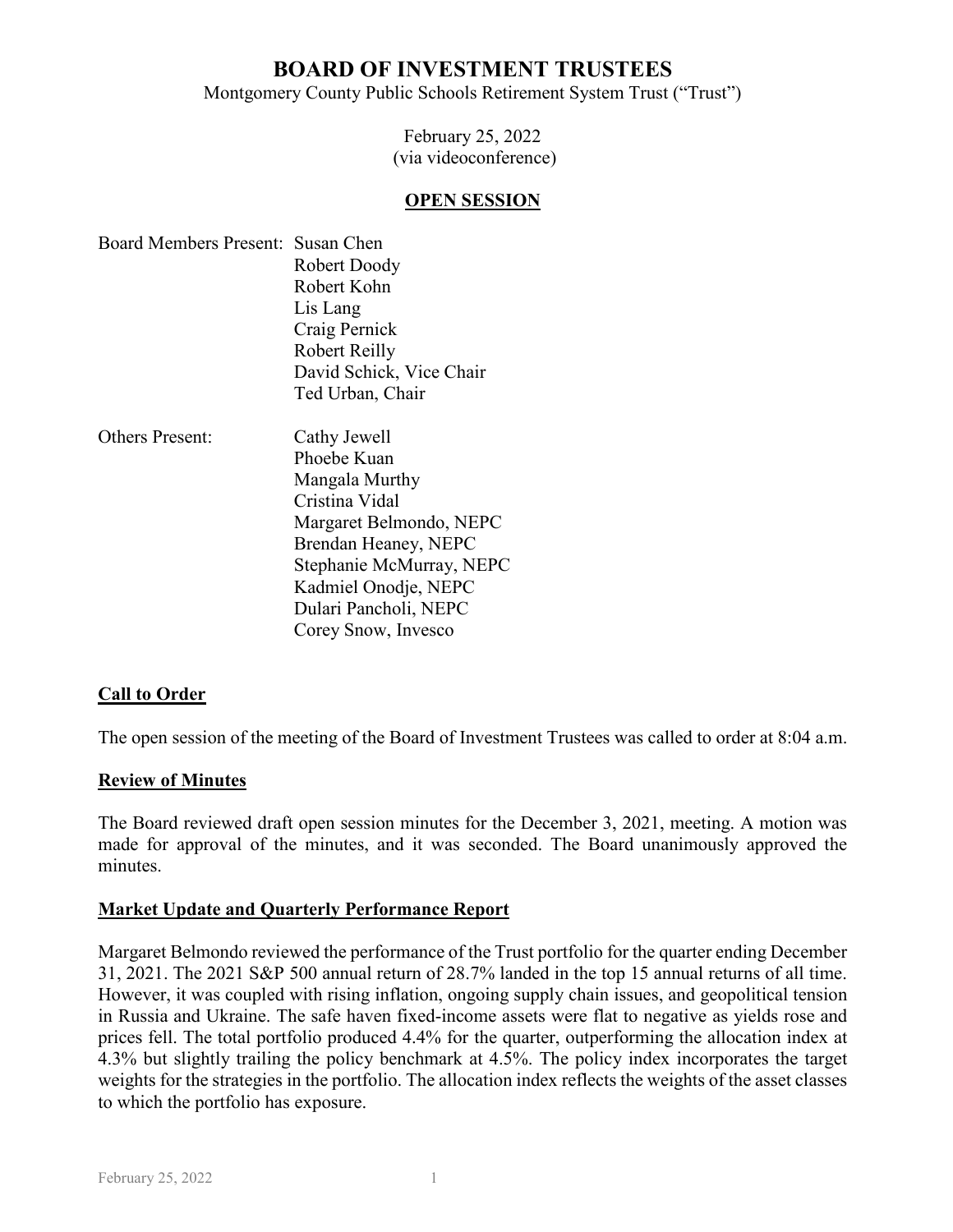# BOARD OF INVESTMENT TRUSTEES

Montgomery County Public Schools Retirement System Trust ("Trust")

February 25, 2022
(via videoconference)

## OPEN SESSION

Board Members Present: Susan Chen
Robert Doody
Robert Kohn
Lis Lang
Craig Pernick
Robert Reilly
David Schick, Vice Chair
Ted Urban, Chair

Others Present: Cathy Jewell
Phoebe Kuan
Mangala Murthy
Cristina Vidal
Margaret Belmondo, NEPC
Brendan Heaney, NEPC
Stephanie McMurray, NEPC
Kadmiel Onodje, NEPC
Dulari Pancholi, NEPC
Corey Snow, Invesco

### Call to Order

The open session of the meeting of the Board of Investment Trustees was called to order at 8:04 a.m.

### Review of Minutes

The Board reviewed draft open session minutes for the December 3, 2021, meeting. A motion was made for approval of the minutes, and it was seconded. The Board unanimously approved the minutes.

### Market Update and Quarterly Performance Report

Margaret Belmondo reviewed the performance of the Trust portfolio for the quarter ending December 31, 2021. The 2021 S&P 500 annual return of 28.7% landed in the top 15 annual returns of all time. However, it was coupled with rising inflation, ongoing supply chain issues, and geopolitical tension in Russia and Ukraine. The safe haven fixed-income assets were flat to negative as yields rose and prices fell. The total portfolio produced 4.4% for the quarter, outperforming the allocation index at 4.3% but slightly trailing the policy benchmark at 4.5%. The policy index incorporates the target weights for the strategies in the portfolio. The allocation index reflects the weights of the asset classes to which the portfolio has exposure.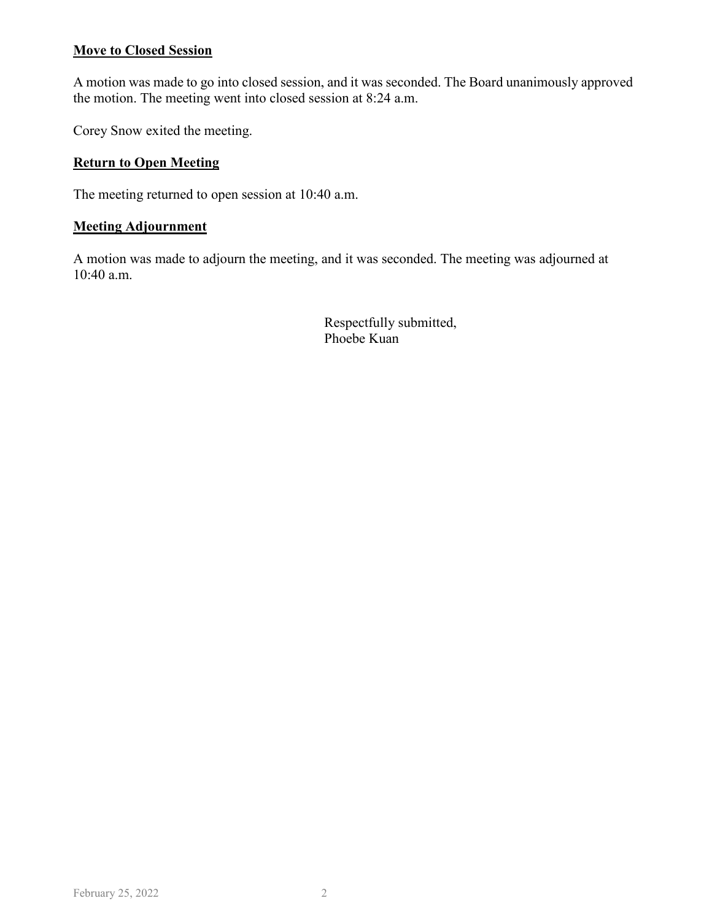**Move to Closed Session**

A motion was made to go into closed session, and it was seconded. The Board unanimously approved the motion. The meeting went into closed session at 8:24 a.m.

Corey Snow exited the meeting.

**Return to Open Meeting**

The meeting returned to open session at 10:40 a.m.

**Meeting Adjournment**

A motion was made to adjourn the meeting, and it was seconded. The meeting was adjourned at 10:40 a.m.

Respectfully submitted,
Phoebe Kuan